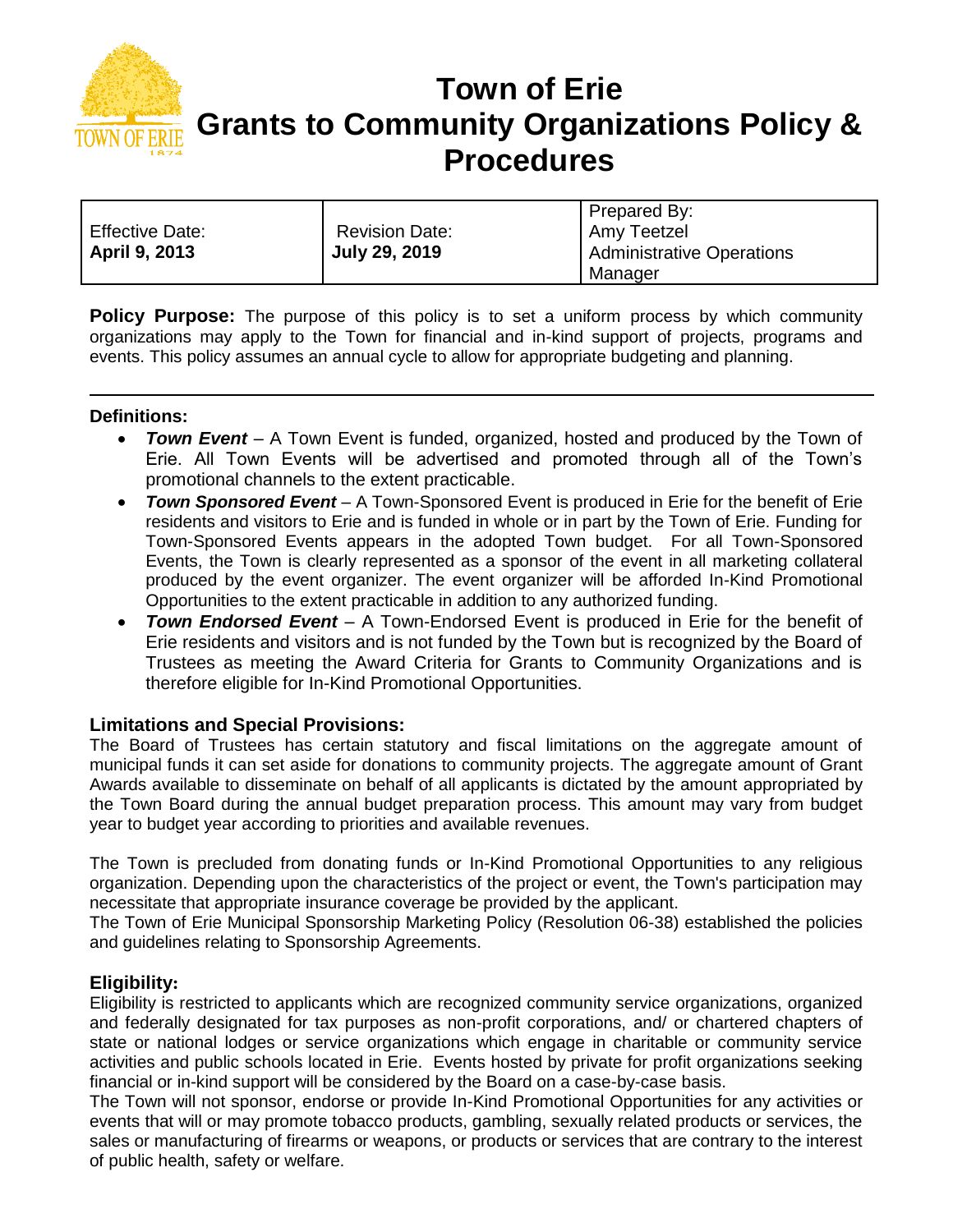# Town of Erie
# Grants to Community Organizations Policy & Procedures

| Effective Date: **April 9, 2013** | Revision Date: **July 29, 2019** | Prepared By: Amy Teetzel Administrative Operations Manager |
|---|---|---|

**Policy Purpose:** The purpose of this policy is to set a uniform process by which community organizations may apply to the Town for financial and in-kind support of projects, programs and events. This policy assumes an annual cycle to allow for appropriate budgeting and planning.

---

**Definitions:**

- ***Town Event*** – A Town Event is funded, organized, hosted and produced by the Town of Erie. All Town Events will be advertised and promoted through all of the Town's promotional channels to the extent practicable.
- ***Town Sponsored Event*** – A Town-Sponsored Event is produced in Erie for the benefit of Erie residents and visitors to Erie and is funded in whole or in part by the Town of Erie. Funding for Town-Sponsored Events appears in the adopted Town budget. For all Town-Sponsored Events, the Town is clearly represented as a sponsor of the event in all marketing collateral produced by the event organizer. The event organizer will be afforded In-Kind Promotional Opportunities to the extent practicable in addition to any authorized funding.
- ***Town Endorsed Event*** – A Town-Endorsed Event is produced in Erie for the benefit of Erie residents and visitors and is not funded by the Town but is recognized by the Board of Trustees as meeting the Award Criteria for Grants to Community Organizations and is therefore eligible for In-Kind Promotional Opportunities.

### Limitations and Special Provisions:

The Board of Trustees has certain statutory and fiscal limitations on the aggregate amount of municipal funds it can set aside for donations to community projects. The aggregate amount of Grant Awards available to disseminate on behalf of all applicants is dictated by the amount appropriated by the Town Board during the annual budget preparation process. This amount may vary from budget year to budget year according to priorities and available revenues.

The Town is precluded from donating funds or In-Kind Promotional Opportunities to any religious organization. Depending upon the characteristics of the project or event, the Town's participation may necessitate that appropriate insurance coverage be provided by the applicant.
The Town of Erie Municipal Sponsorship Marketing Policy (Resolution 06-38) established the policies and guidelines relating to Sponsorship Agreements.

### Eligibility:

Eligibility is restricted to applicants which are recognized community service organizations, organized and federally designated for tax purposes as non-profit corporations, and/ or chartered chapters of state or national lodges or service organizations which engage in charitable or community service activities and public schools located in Erie. Events hosted by private for profit organizations seeking financial or in-kind support will be considered by the Board on a case-by-case basis.
The Town will not sponsor, endorse or provide In-Kind Promotional Opportunities for any activities or events that will or may promote tobacco products, gambling, sexually related products or services, the sales or manufacturing of firearms or weapons, or products or services that are contrary to the interest of public health, safety or welfare.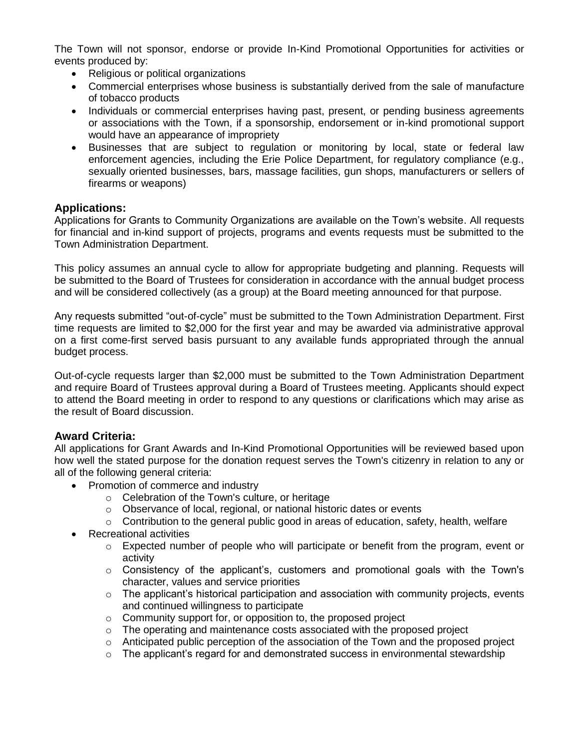The Town will not sponsor, endorse or provide In-Kind Promotional Opportunities for activities or events produced by:

- Religious or political organizations
- Commercial enterprises whose business is substantially derived from the sale of manufacture of tobacco products
- Individuals or commercial enterprises having past, present, or pending business agreements or associations with the Town, if a sponsorship, endorsement or in-kind promotional support would have an appearance of impropriety
- Businesses that are subject to regulation or monitoring by local, state or federal law enforcement agencies, including the Erie Police Department, for regulatory compliance (e.g., sexually oriented businesses, bars, massage facilities, gun shops, manufacturers or sellers of firearms or weapons)

## Applications:

Applications for Grants to Community Organizations are available on the Town's website. All requests for financial and in-kind support of projects, programs and events requests must be submitted to the Town Administration Department.

This policy assumes an annual cycle to allow for appropriate budgeting and planning. Requests will be submitted to the Board of Trustees for consideration in accordance with the annual budget process and will be considered collectively (as a group) at the Board meeting announced for that purpose.

Any requests submitted "out-of-cycle" must be submitted to the Town Administration Department. First time requests are limited to $2,000 for the first year and may be awarded via administrative approval on a first come-first served basis pursuant to any available funds appropriated through the annual budget process.

Out-of-cycle requests larger than $2,000 must be submitted to the Town Administration Department and require Board of Trustees approval during a Board of Trustees meeting. Applicants should expect to attend the Board meeting in order to respond to any questions or clarifications which may arise as the result of Board discussion.

## Award Criteria:

All applications for Grant Awards and In-Kind Promotional Opportunities will be reviewed based upon how well the stated purpose for the donation request serves the Town's citizenry in relation to any or all of the following general criteria:

- Promotion of commerce and industry
  - Celebration of the Town's culture, or heritage
  - Observance of local, regional, or national historic dates or events
  - Contribution to the general public good in areas of education, safety, health, welfare
- Recreational activities
  - Expected number of people who will participate or benefit from the program, event or activity
  - Consistency of the applicant's, customers and promotional goals with the Town's character, values and service priorities
  - The applicant's historical participation and association with community projects, events and continued willingness to participate
  - Community support for, or opposition to, the proposed project
  - The operating and maintenance costs associated with the proposed project
  - Anticipated public perception of the association of the Town and the proposed project
  - The applicant's regard for and demonstrated success in environmental stewardship